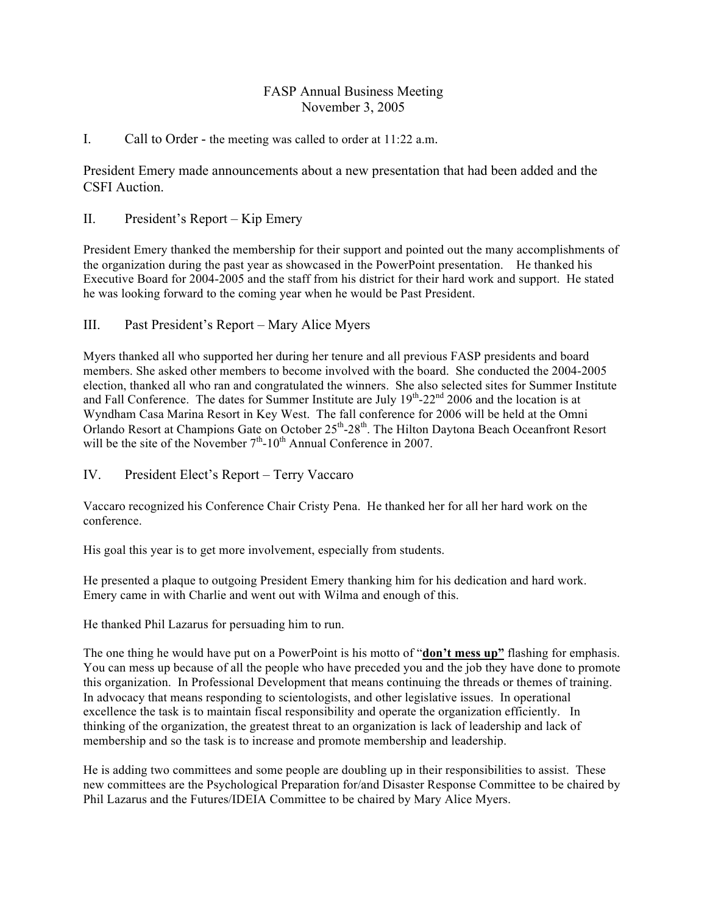# FASP Annual Business Meeting
## November 3, 2005

## I. Call to Order - the meeting was called to order at 11:22 a.m.

President Emery made announcements about a new presentation that had been added and the CSFI Auction.

## II. President's Report – Kip Emery

President Emery thanked the membership for their support and pointed out the many accomplishments of the organization during the past year as showcased in the PowerPoint presentation. He thanked his Executive Board for 2004-2005 and the staff from his district for their hard work and support. He stated he was looking forward to the coming year when he would be Past President.

## III. Past President's Report – Mary Alice Myers

Myers thanked all who supported her during her tenure and all previous FASP presidents and board members. She asked other members to become involved with the board. She conducted the 2004-2005 election, thanked all who ran and congratulated the winners. She also selected sites for Summer Institute and Fall Conference. The dates for Summer Institute are July 19th-22nd 2006 and the location is at Wyndham Casa Marina Resort in Key West. The fall conference for 2006 will be held at the Omni Orlando Resort at Champions Gate on October 25th-28th. The Hilton Daytona Beach Oceanfront Resort will be the site of the November 7th-10th Annual Conference in 2007.

## IV. President Elect's Report – Terry Vaccaro

Vaccaro recognized his Conference Chair Cristy Pena. He thanked her for all her hard work on the conference.

His goal this year is to get more involvement, especially from students.

He presented a plaque to outgoing President Emery thanking him for his dedication and hard work. Emery came in with Charlie and went out with Wilma and enough of this.

He thanked Phil Lazarus for persuading him to run.

The one thing he would have put on a PowerPoint is his motto of "**<u>don't mess up</u>**" flashing for emphasis. You can mess up because of all the people who have preceded you and the job they have done to promote this organization. In Professional Development that means continuing the threads or themes of training. In advocacy that means responding to scientologists, and other legislative issues. In operational excellence the task is to maintain fiscal responsibility and operate the organization efficiently. In thinking of the organization, the greatest threat to an organization is lack of leadership and lack of membership and so the task is to increase and promote membership and leadership.

He is adding two committees and some people are doubling up in their responsibilities to assist. These new committees are the Psychological Preparation for/and Disaster Response Committee to be chaired by Phil Lazarus and the Futures/IDEIA Committee to be chaired by Mary Alice Myers.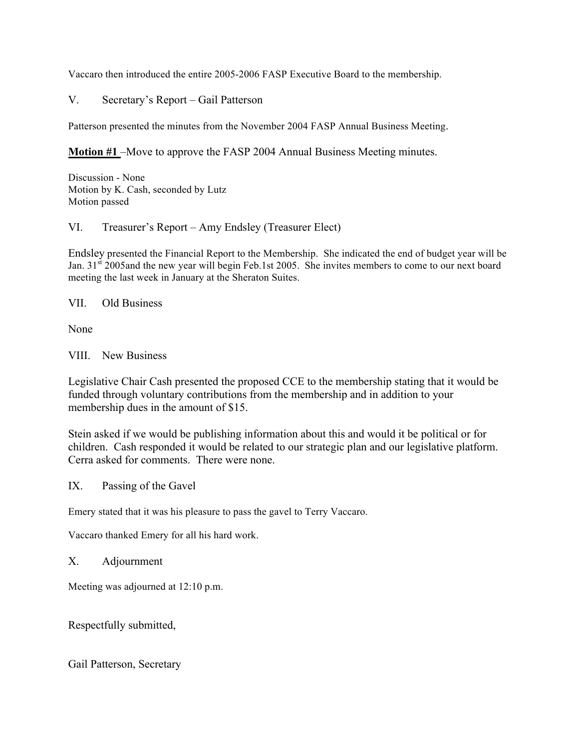Vaccaro then introduced the entire 2005-2006 FASP Executive Board to the membership.

## V. Secretary's Report – Gail Patterson

Patterson presented the minutes from the November 2004 FASP Annual Business Meeting.

**Motion #1** –Move to approve the FASP 2004 Annual Business Meeting minutes.

Discussion - None
Motion by K. Cash, seconded by Lutz
Motion passed

## VI. Treasurer's Report – Amy Endsley (Treasurer Elect)

Endsley presented the Financial Report to the Membership. She indicated the end of budget year will be Jan. 31st 2005and the new year will begin Feb.1st 2005. She invites members to come to our next board meeting the last week in January at the Sheraton Suites.

## VII. Old Business

None

## VIII. New Business

Legislative Chair Cash presented the proposed CCE to the membership stating that it would be funded through voluntary contributions from the membership and in addition to your membership dues in the amount of $15.

Stein asked if we would be publishing information about this and would it be political or for children. Cash responded it would be related to our strategic plan and our legislative platform. Cerra asked for comments. There were none.

## IX. Passing of the Gavel

Emery stated that it was his pleasure to pass the gavel to Terry Vaccaro.

Vaccaro thanked Emery for all his hard work.

## X. Adjournment

Meeting was adjourned at 12:10 p.m.

Respectfully submitted,

Gail Patterson, Secretary